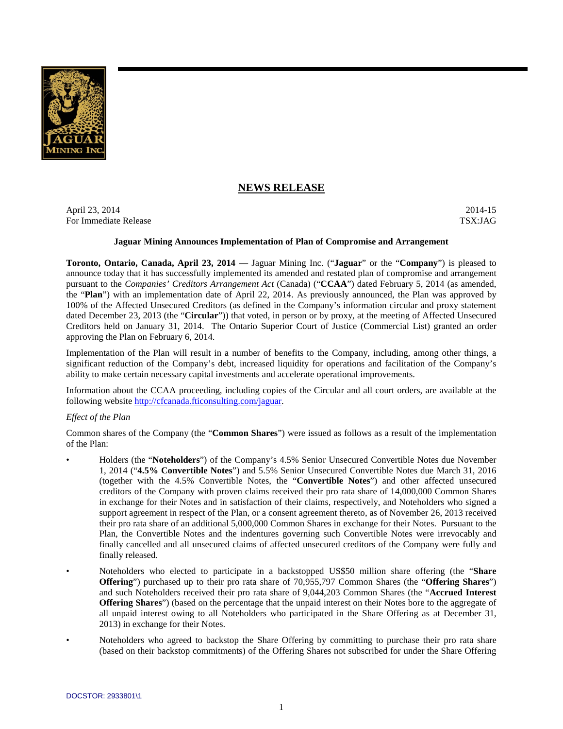## NEWS RELEASE

April 23, 2014
For Immediate Release

2014-15
TSX:JAG

### Jaguar Mining Announces Implementation of Plan of Compromise and Arrangement

**Toronto, Ontario, Canada, April 23, 2014** — Jaguar Mining Inc. ("**Jaguar**" or the "**Company**") is pleased to announce today that it has successfully implemented its amended and restated plan of compromise and arrangement pursuant to the *Companies' Creditors Arrangement Act* (Canada) ("**CCAA**") dated February 5, 2014 (as amended, the "**Plan**") with an implementation date of April 22, 2014. As previously announced, the Plan was approved by 100% of the Affected Unsecured Creditors (as defined in the Company's information circular and proxy statement dated December 23, 2013 (the "**Circular**")) that voted, in person or by proxy, at the meeting of Affected Unsecured Creditors held on January 31, 2014. The Ontario Superior Court of Justice (Commercial List) granted an order approving the Plan on February 6, 2014.

Implementation of the Plan will result in a number of benefits to the Company, including, among other things, a significant reduction of the Company's debt, increased liquidity for operations and facilitation of the Company's ability to make certain necessary capital investments and accelerate operational improvements.

Information about the CCAA proceeding, including copies of the Circular and all court orders, are available at the following website http://cfcanada.fticonsulting.com/jaguar.

*Effect of the Plan*

Common shares of the Company (the "**Common Shares**") were issued as follows as a result of the implementation of the Plan:

- Holders (the "**Noteholders**") of the Company's 4.5% Senior Unsecured Convertible Notes due November 1, 2014 ("**4.5% Convertible Notes**") and 5.5% Senior Unsecured Convertible Notes due March 31, 2016 (together with the 4.5% Convertible Notes, the "**Convertible Notes**") and other affected unsecured creditors of the Company with proven claims received their pro rata share of 14,000,000 Common Shares in exchange for their Notes and in satisfaction of their claims, respectively, and Noteholders who signed a support agreement in respect of the Plan, or a consent agreement thereto, as of November 26, 2013 received their pro rata share of an additional 5,000,000 Common Shares in exchange for their Notes. Pursuant to the Plan, the Convertible Notes and the indentures governing such Convertible Notes were irrevocably and finally cancelled and all unsecured claims of affected unsecured creditors of the Company were fully and finally released.
- Noteholders who elected to participate in a backstopped US$50 million share offering (the "**Share Offering**") purchased up to their pro rata share of 70,955,797 Common Shares (the "**Offering Shares**") and such Noteholders received their pro rata share of 9,044,203 Common Shares (the "**Accrued Interest Offering Shares**") (based on the percentage that the unpaid interest on their Notes bore to the aggregate of all unpaid interest owing to all Noteholders who participated in the Share Offering as at December 31, 2013) in exchange for their Notes.
- Noteholders who agreed to backstop the Share Offering by committing to purchase their pro rata share (based on their backstop commitments) of the Offering Shares not subscribed for under the Share Offering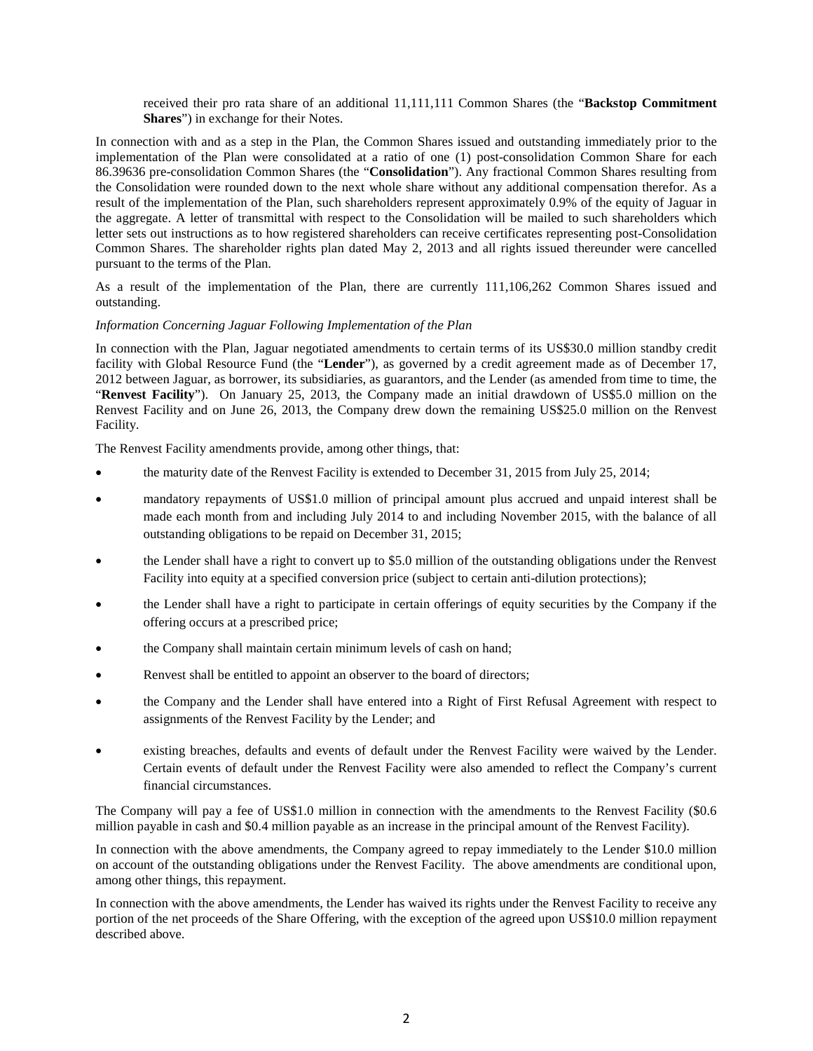received their pro rata share of an additional 11,111,111 Common Shares (the "**Backstop Commitment Shares**") in exchange for their Notes.

In connection with and as a step in the Plan, the Common Shares issued and outstanding immediately prior to the implementation of the Plan were consolidated at a ratio of one (1) post-consolidation Common Share for each 86.39636 pre-consolidation Common Shares (the "**Consolidation**"). Any fractional Common Shares resulting from the Consolidation were rounded down to the next whole share without any additional compensation therefor. As a result of the implementation of the Plan, such shareholders represent approximately 0.9% of the equity of Jaguar in the aggregate. A letter of transmittal with respect to the Consolidation will be mailed to such shareholders which letter sets out instructions as to how registered shareholders can receive certificates representing post-Consolidation Common Shares. The shareholder rights plan dated May 2, 2013 and all rights issued thereunder were cancelled pursuant to the terms of the Plan.

As a result of the implementation of the Plan, there are currently 111,106,262 Common Shares issued and outstanding.

*Information Concerning Jaguar Following Implementation of the Plan*

In connection with the Plan, Jaguar negotiated amendments to certain terms of its US$30.0 million standby credit facility with Global Resource Fund (the "**Lender**"), as governed by a credit agreement made as of December 17, 2012 between Jaguar, as borrower, its subsidiaries, as guarantors, and the Lender (as amended from time to time, the "**Renvest Facility**"). On January 25, 2013, the Company made an initial drawdown of US$5.0 million on the Renvest Facility and on June 26, 2013, the Company drew down the remaining US$25.0 million on the Renvest Facility.

The Renvest Facility amendments provide, among other things, that:

- the maturity date of the Renvest Facility is extended to December 31, 2015 from July 25, 2014;
- mandatory repayments of US$1.0 million of principal amount plus accrued and unpaid interest shall be made each month from and including July 2014 to and including November 2015, with the balance of all outstanding obligations to be repaid on December 31, 2015;
- the Lender shall have a right to convert up to $5.0 million of the outstanding obligations under the Renvest Facility into equity at a specified conversion price (subject to certain anti-dilution protections);
- the Lender shall have a right to participate in certain offerings of equity securities by the Company if the offering occurs at a prescribed price;
- the Company shall maintain certain minimum levels of cash on hand;
- Renvest shall be entitled to appoint an observer to the board of directors;
- the Company and the Lender shall have entered into a Right of First Refusal Agreement with respect to assignments of the Renvest Facility by the Lender; and
- existing breaches, defaults and events of default under the Renvest Facility were waived by the Lender. Certain events of default under the Renvest Facility were also amended to reflect the Company's current financial circumstances.

The Company will pay a fee of US$1.0 million in connection with the amendments to the Renvest Facility ($0.6 million payable in cash and $0.4 million payable as an increase in the principal amount of the Renvest Facility).

In connection with the above amendments, the Company agreed to repay immediately to the Lender $10.0 million on account of the outstanding obligations under the Renvest Facility. The above amendments are conditional upon, among other things, this repayment.

In connection with the above amendments, the Lender has waived its rights under the Renvest Facility to receive any portion of the net proceeds of the Share Offering, with the exception of the agreed upon US$10.0 million repayment described above.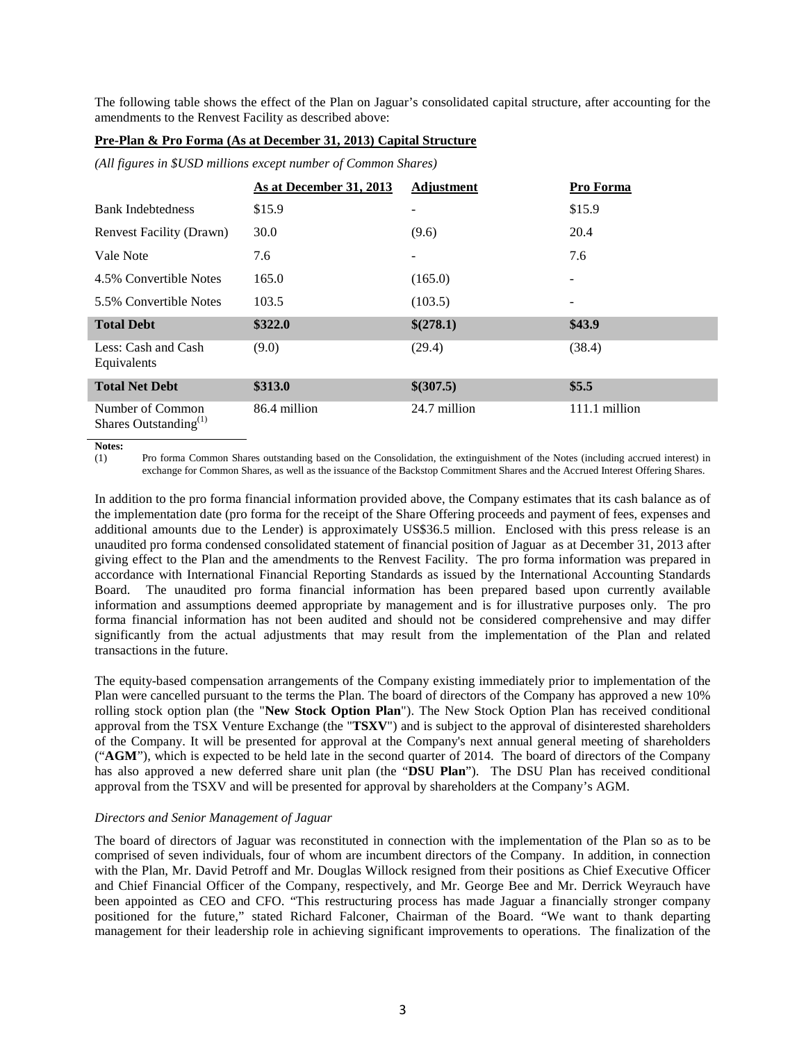The following table shows the effect of the Plan on Jaguar's consolidated capital structure, after accounting for the amendments to the Renvest Facility as described above:

**Pre-Plan & Pro Forma (As at December 31, 2013) Capital Structure**

*(All figures in $USD millions except number of Common Shares)*

| | As at December 31, 2013 | Adjustment | Pro Forma |
|---|---|---|---|
| Bank Indebtedness | $15.9 | - | $15.9 |
| Renvest Facility (Drawn) | 30.0 | (9.6) | 20.4 |
| Vale Note | 7.6 | - | 7.6 |
| 4.5% Convertible Notes | 165.0 | (165.0) | - |
| 5.5% Convertible Notes | 103.5 | (103.5) | - |
| **Total Debt** | **$322.0** | **$(278.1)** | **$43.9** |
| Less: Cash and Cash Equivalents | (9.0) | (29.4) | (38.4) |
| **Total Net Debt** | **$313.0** | **$(307.5)** | **$5.5** |
| Number of Common Shares Outstanding[(1)] | 86.4 million | 24.7 million | 111.1 million |

**Notes:**

(1) Pro forma Common Shares outstanding based on the Consolidation, the extinguishment of the Notes (including accrued interest) in exchange for Common Shares, as well as the issuance of the Backstop Commitment Shares and the Accrued Interest Offering Shares.

In addition to the pro forma financial information provided above, the Company estimates that its cash balance as of the implementation date (pro forma for the receipt of the Share Offering proceeds and payment of fees, expenses and additional amounts due to the Lender) is approximately US$36.5 million. Enclosed with this press release is an unaudited pro forma condensed consolidated statement of financial position of Jaguar as at December 31, 2013 after giving effect to the Plan and the amendments to the Renvest Facility. The pro forma information was prepared in accordance with International Financial Reporting Standards as issued by the International Accounting Standards Board. The unaudited pro forma financial information has been prepared based upon currently available information and assumptions deemed appropriate by management and is for illustrative purposes only. The pro forma financial information has not been audited and should not be considered comprehensive and may differ significantly from the actual adjustments that may result from the implementation of the Plan and related transactions in the future.

The equity-based compensation arrangements of the Company existing immediately prior to implementation of the Plan were cancelled pursuant to the terms the Plan. The board of directors of the Company has approved a new 10% rolling stock option plan (the "**New Stock Option Plan**"). The New Stock Option Plan has received conditional approval from the TSX Venture Exchange (the "**TSXV**") and is subject to the approval of disinterested shareholders of the Company. It will be presented for approval at the Company's next annual general meeting of shareholders ("**AGM**"), which is expected to be held late in the second quarter of 2014. The board of directors of the Company has also approved a new deferred share unit plan (the "**DSU Plan**"). The DSU Plan has received conditional approval from the TSXV and will be presented for approval by shareholders at the Company's AGM.

*Directors and Senior Management of Jaguar*

The board of directors of Jaguar was reconstituted in connection with the implementation of the Plan so as to be comprised of seven individuals, four of whom are incumbent directors of the Company. In addition, in connection with the Plan, Mr. David Petroff and Mr. Douglas Willock resigned from their positions as Chief Executive Officer and Chief Financial Officer of the Company, respectively, and Mr. George Bee and Mr. Derrick Weyrauch have been appointed as CEO and CFO. "This restructuring process has made Jaguar a financially stronger company positioned for the future," stated Richard Falconer, Chairman of the Board. "We want to thank departing management for their leadership role in achieving significant improvements to operations. The finalization of the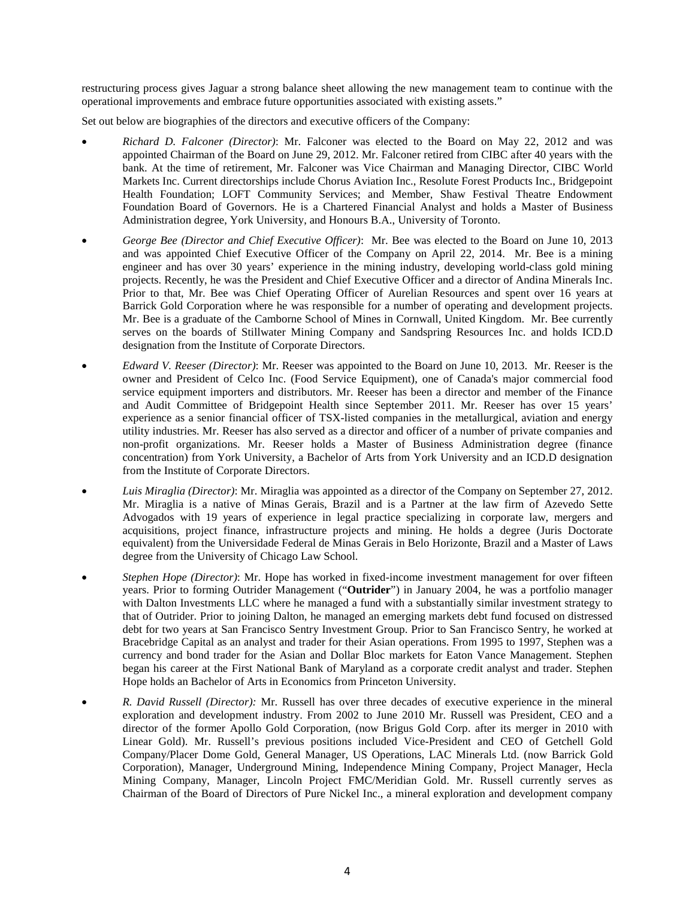restructuring process gives Jaguar a strong balance sheet allowing the new management team to continue with the operational improvements and embrace future opportunities associated with existing assets."

Set out below are biographies of the directors and executive officers of the Company:

- *Richard D. Falconer (Director)*: Mr. Falconer was elected to the Board on May 22, 2012 and was appointed Chairman of the Board on June 29, 2012. Mr. Falconer retired from CIBC after 40 years with the bank. At the time of retirement, Mr. Falconer was Vice Chairman and Managing Director, CIBC World Markets Inc. Current directorships include Chorus Aviation Inc., Resolute Forest Products Inc., Bridgepoint Health Foundation; LOFT Community Services; and Member, Shaw Festival Theatre Endowment Foundation Board of Governors. He is a Chartered Financial Analyst and holds a Master of Business Administration degree, York University, and Honours B.A., University of Toronto.

- *George Bee (Director and Chief Executive Officer)*: Mr. Bee was elected to the Board on June 10, 2013 and was appointed Chief Executive Officer of the Company on April 22, 2014. Mr. Bee is a mining engineer and has over 30 years' experience in the mining industry, developing world-class gold mining projects. Recently, he was the President and Chief Executive Officer and a director of Andina Minerals Inc. Prior to that, Mr. Bee was Chief Operating Officer of Aurelian Resources and spent over 16 years at Barrick Gold Corporation where he was responsible for a number of operating and development projects. Mr. Bee is a graduate of the Camborne School of Mines in Cornwall, United Kingdom. Mr. Bee currently serves on the boards of Stillwater Mining Company and Sandspring Resources Inc. and holds ICD.D designation from the Institute of Corporate Directors.

- *Edward V. Reeser (Director)*: Mr. Reeser was appointed to the Board on June 10, 2013. Mr. Reeser is the owner and President of Celco Inc. (Food Service Equipment), one of Canada's major commercial food service equipment importers and distributors. Mr. Reeser has been a director and member of the Finance and Audit Committee of Bridgepoint Health since September 2011. Mr. Reeser has over 15 years' experience as a senior financial officer of TSX-listed companies in the metallurgical, aviation and energy utility industries. Mr. Reeser has also served as a director and officer of a number of private companies and non-profit organizations. Mr. Reeser holds a Master of Business Administration degree (finance concentration) from York University, a Bachelor of Arts from York University and an ICD.D designation from the Institute of Corporate Directors.

- *Luis Miraglia (Director)*: Mr. Miraglia was appointed as a director of the Company on September 27, 2012. Mr. Miraglia is a native of Minas Gerais, Brazil and is a Partner at the law firm of Azevedo Sette Advogados with 19 years of experience in legal practice specializing in corporate law, mergers and acquisitions, project finance, infrastructure projects and mining. He holds a degree (Juris Doctorate equivalent) from the Universidade Federal de Minas Gerais in Belo Horizonte, Brazil and a Master of Laws degree from the University of Chicago Law School.

- *Stephen Hope (Director)*: Mr. Hope has worked in fixed-income investment management for over fifteen years. Prior to forming Outrider Management ("**Outrider**") in January 2004, he was a portfolio manager with Dalton Investments LLC where he managed a fund with a substantially similar investment strategy to that of Outrider. Prior to joining Dalton, he managed an emerging markets debt fund focused on distressed debt for two years at San Francisco Sentry Investment Group. Prior to San Francisco Sentry, he worked at Bracebridge Capital as an analyst and trader for their Asian operations. From 1995 to 1997, Stephen was a currency and bond trader for the Asian and Dollar Bloc markets for Eaton Vance Management. Stephen began his career at the First National Bank of Maryland as a corporate credit analyst and trader. Stephen Hope holds an Bachelor of Arts in Economics from Princeton University.

- *R. David Russell (Director):* Mr. Russell has over three decades of executive experience in the mineral exploration and development industry. From 2002 to June 2010 Mr. Russell was President, CEO and a director of the former Apollo Gold Corporation, (now Brigus Gold Corp. after its merger in 2010 with Linear Gold). Mr. Russell's previous positions included Vice-President and CEO of Getchell Gold Company/Placer Dome Gold, General Manager, US Operations, LAC Minerals Ltd. (now Barrick Gold Corporation), Manager, Underground Mining, Independence Mining Company, Project Manager, Hecla Mining Company, Manager, Lincoln Project FMC/Meridian Gold. Mr. Russell currently serves as Chairman of the Board of Directors of Pure Nickel Inc., a mineral exploration and development company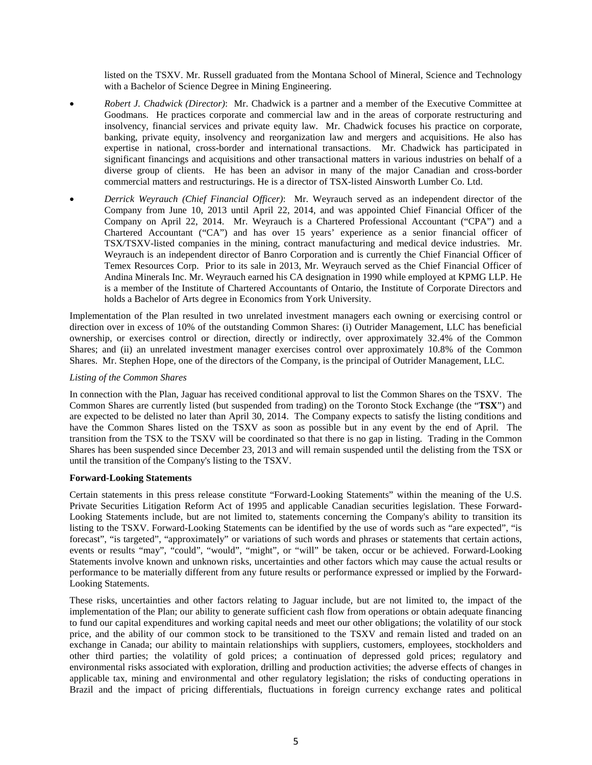listed on the TSXV. Mr. Russell graduated from the Montana School of Mineral, Science and Technology with a Bachelor of Science Degree in Mining Engineering.

- *Robert J. Chadwick (Director)*: Mr. Chadwick is a partner and a member of the Executive Committee at Goodmans. He practices corporate and commercial law and in the areas of corporate restructuring and insolvency, financial services and private equity law. Mr. Chadwick focuses his practice on corporate, banking, private equity, insolvency and reorganization law and mergers and acquisitions. He also has expertise in national, cross-border and international transactions. Mr. Chadwick has participated in significant financings and acquisitions and other transactional matters in various industries on behalf of a diverse group of clients. He has been an advisor in many of the major Canadian and cross-border commercial matters and restructurings. He is a director of TSX-listed Ainsworth Lumber Co. Ltd.
- *Derrick Weyrauch (Chief Financial Officer)*: Mr. Weyrauch served as an independent director of the Company from June 10, 2013 until April 22, 2014, and was appointed Chief Financial Officer of the Company on April 22, 2014. Mr. Weyrauch is a Chartered Professional Accountant ("CPA") and a Chartered Accountant ("CA") and has over 15 years' experience as a senior financial officer of TSX/TSXV-listed companies in the mining, contract manufacturing and medical device industries. Mr. Weyrauch is an independent director of Banro Corporation and is currently the Chief Financial Officer of Temex Resources Corp. Prior to its sale in 2013, Mr. Weyrauch served as the Chief Financial Officer of Andina Minerals Inc. Mr. Weyrauch earned his CA designation in 1990 while employed at KPMG LLP. He is a member of the Institute of Chartered Accountants of Ontario, the Institute of Corporate Directors and holds a Bachelor of Arts degree in Economics from York University.

Implementation of the Plan resulted in two unrelated investment managers each owning or exercising control or direction over in excess of 10% of the outstanding Common Shares: (i) Outrider Management, LLC has beneficial ownership, or exercises control or direction, directly or indirectly, over approximately 32.4% of the Common Shares; and (ii) an unrelated investment manager exercises control over approximately 10.8% of the Common Shares. Mr. Stephen Hope, one of the directors of the Company, is the principal of Outrider Management, LLC.

*Listing of the Common Shares*

In connection with the Plan, Jaguar has received conditional approval to list the Common Shares on the TSXV. The Common Shares are currently listed (but suspended from trading) on the Toronto Stock Exchange (the "**TSX**") and are expected to be delisted no later than April 30, 2014. The Company expects to satisfy the listing conditions and have the Common Shares listed on the TSXV as soon as possible but in any event by the end of April. The transition from the TSX to the TSXV will be coordinated so that there is no gap in listing. Trading in the Common Shares has been suspended since December 23, 2013 and will remain suspended until the delisting from the TSX or until the transition of the Company's listing to the TSXV.

**Forward-Looking Statements**

Certain statements in this press release constitute "Forward-Looking Statements" within the meaning of the U.S. Private Securities Litigation Reform Act of 1995 and applicable Canadian securities legislation. These Forward-Looking Statements include, but are not limited to, statements concerning the Company's ability to transition its listing to the TSXV. Forward-Looking Statements can be identified by the use of words such as "are expected", "is forecast", "is targeted", "approximately" or variations of such words and phrases or statements that certain actions, events or results "may", "could", "would", "might", or "will" be taken, occur or be achieved. Forward-Looking Statements involve known and unknown risks, uncertainties and other factors which may cause the actual results or performance to be materially different from any future results or performance expressed or implied by the Forward-Looking Statements.

These risks, uncertainties and other factors relating to Jaguar include, but are not limited to, the impact of the implementation of the Plan; our ability to generate sufficient cash flow from operations or obtain adequate financing to fund our capital expenditures and working capital needs and meet our other obligations; the volatility of our stock price, and the ability of our common stock to be transitioned to the TSXV and remain listed and traded on an exchange in Canada; our ability to maintain relationships with suppliers, customers, employees, stockholders and other third parties; the volatility of gold prices; a continuation of depressed gold prices; regulatory and environmental risks associated with exploration, drilling and production activities; the adverse effects of changes in applicable tax, mining and environmental and other regulatory legislation; the risks of conducting operations in Brazil and the impact of pricing differentials, fluctuations in foreign currency exchange rates and political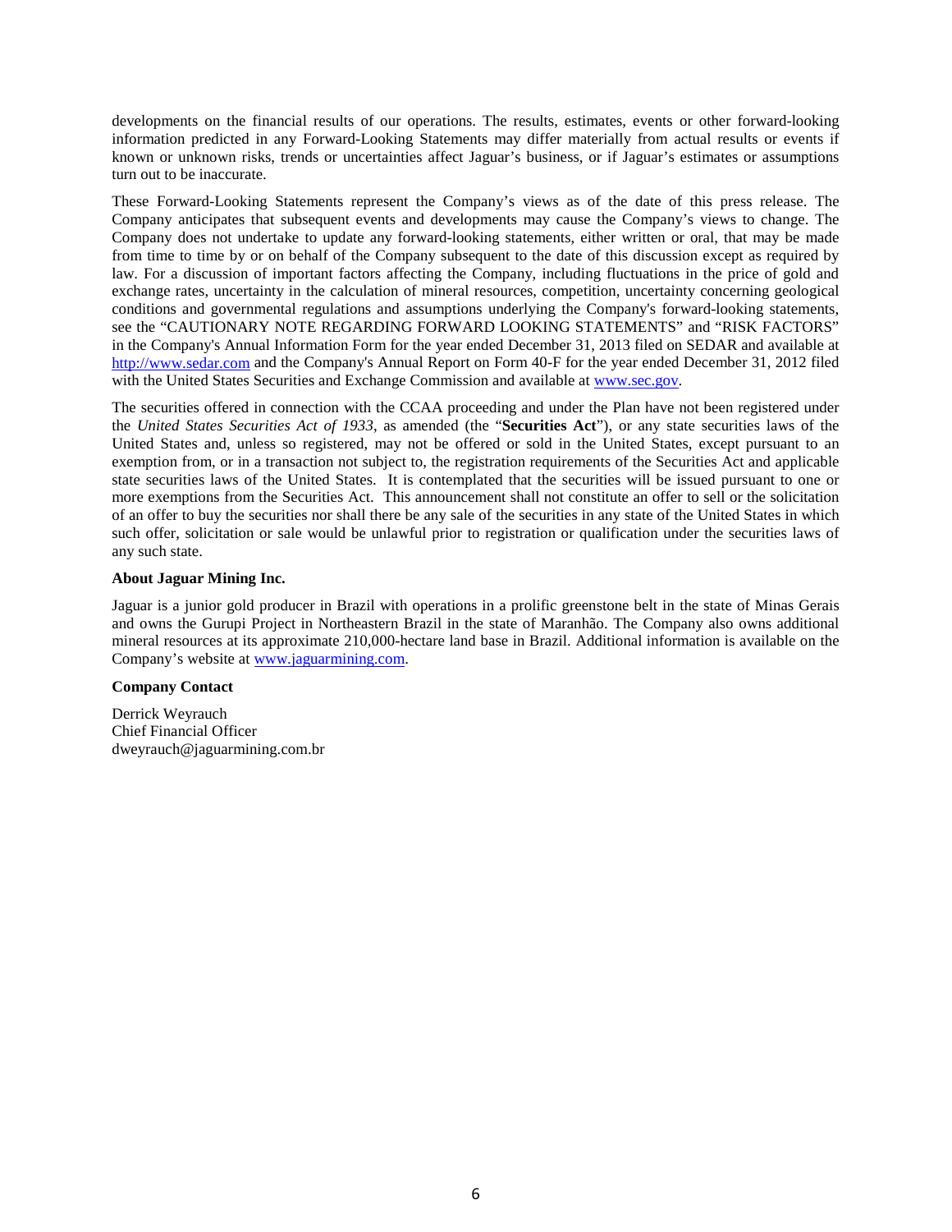developments on the financial results of our operations. The results, estimates, events or other forward-looking information predicted in any Forward-Looking Statements may differ materially from actual results or events if known or unknown risks, trends or uncertainties affect Jaguar's business, or if Jaguar's estimates or assumptions turn out to be inaccurate.

These Forward-Looking Statements represent the Company's views as of the date of this press release. The Company anticipates that subsequent events and developments may cause the Company's views to change. The Company does not undertake to update any forward-looking statements, either written or oral, that may be made from time to time by or on behalf of the Company subsequent to the date of this discussion except as required by law. For a discussion of important factors affecting the Company, including fluctuations in the price of gold and exchange rates, uncertainty in the calculation of mineral resources, competition, uncertainty concerning geological conditions and governmental regulations and assumptions underlying the Company's forward-looking statements, see the "CAUTIONARY NOTE REGARDING FORWARD LOOKING STATEMENTS" and "RISK FACTORS" in the Company's Annual Information Form for the year ended December 31, 2013 filed on SEDAR and available at http://www.sedar.com and the Company's Annual Report on Form 40-F for the year ended December 31, 2012 filed with the United States Securities and Exchange Commission and available at www.sec.gov.

The securities offered in connection with the CCAA proceeding and under the Plan have not been registered under the *United States Securities Act of 1933*, as amended (the "**Securities Act**"), or any state securities laws of the United States and, unless so registered, may not be offered or sold in the United States, except pursuant to an exemption from, or in a transaction not subject to, the registration requirements of the Securities Act and applicable state securities laws of the United States. It is contemplated that the securities will be issued pursuant to one or more exemptions from the Securities Act. This announcement shall not constitute an offer to sell or the solicitation of an offer to buy the securities nor shall there be any sale of the securities in any state of the United States in which such offer, solicitation or sale would be unlawful prior to registration or qualification under the securities laws of any such state.

**About Jaguar Mining Inc.**

Jaguar is a junior gold producer in Brazil with operations in a prolific greenstone belt in the state of Minas Gerais and owns the Gurupi Project in Northeastern Brazil in the state of Maranhão. The Company also owns additional mineral resources at its approximate 210,000-hectare land base in Brazil. Additional information is available on the Company's website at www.jaguarmining.com.

**Company Contact**

Derrick Weyrauch
Chief Financial Officer
dweyrauch@jaguarmining.com.br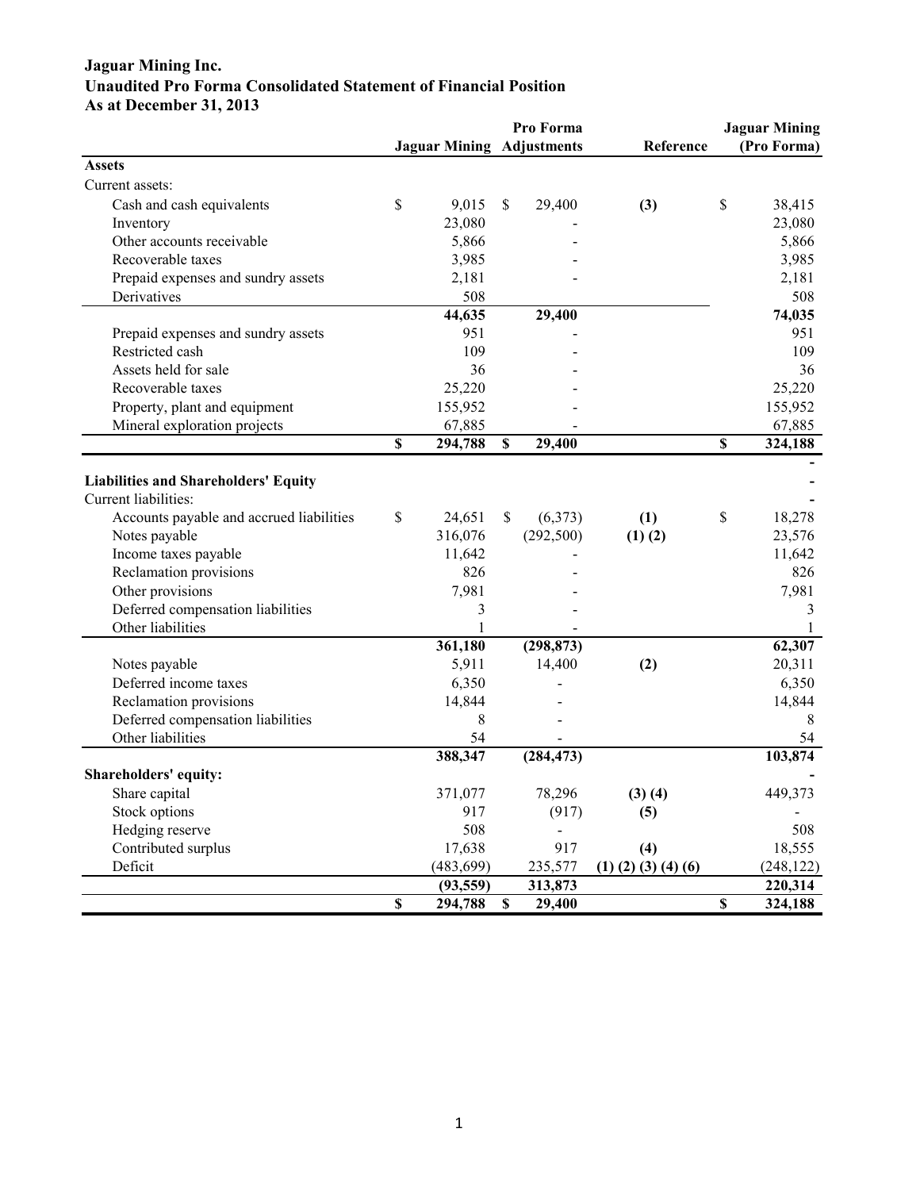**Jaguar Mining Inc.**
**Unaudited Pro Forma Consolidated Statement of Financial Position**
**As at December 31, 2013**

| | Jaguar Mining | Pro Forma Adjustments | Reference | Jaguar Mining (Pro Forma) |
|---|---|---|---|---|
| **Assets** | | | | |
| Current assets: | | | | |
| Cash and cash equivalents | $ 9,015 | $ 29,400 | **(3)** | $ 38,415 |
| Inventory | 23,080 | - | | 23,080 |
| Other accounts receivable | 5,866 | - | | 5,866 |
| Recoverable taxes | 3,985 | - | | 3,985 |
| Prepaid expenses and sundry assets | 2,181 | - | | 2,181 |
| Derivatives | 508 | | | 508 |
| | **44,635** | **29,400** | | **74,035** |
| Prepaid expenses and sundry assets | 951 | - | | 951 |
| Restricted cash | 109 | - | | 109 |
| Assets held for sale | 36 | - | | 36 |
| Recoverable taxes | 25,220 | - | | 25,220 |
| Property, plant and equipment | 155,952 | - | | 155,952 |
| Mineral exploration projects | 67,885 | - | | 67,885 |
| | **$ 294,788** | **$ 29,400** | | **$ 324,188** |
| | | | | - |
| **Liabilities and Shareholders' Equity** | | | | - |
| Current liabilities: | | | | - |
| Accounts payable and accrued liabilities | $ 24,651 | $ (6,373) | **(1)** | $ 18,278 |
| Notes payable | 316,076 | (292,500) | **(1) (2)** | 23,576 |
| Income taxes payable | 11,642 | - | | 11,642 |
| Reclamation provisions | 826 | - | | 826 |
| Other provisions | 7,981 | - | | 7,981 |
| Deferred compensation liabilities | 3 | - | | 3 |
| Other liabilities | 1 | - | | 1 |
| | **361,180** | **(298,873)** | | **62,307** |
| Notes payable | 5,911 | 14,400 | **(2)** | 20,311 |
| Deferred income taxes | 6,350 | - | | 6,350 |
| Reclamation provisions | 14,844 | - | | 14,844 |
| Deferred compensation liabilities | 8 | - | | 8 |
| Other liabilities | 54 | - | | 54 |
| | **388,347** | **(284,473)** | | **103,874** |
| **Shareholders' equity:** | | | | - |
| Share capital | 371,077 | 78,296 | **(3) (4)** | 449,373 |
| Stock options | 917 | (917) | **(5)** | - |
| Hedging reserve | 508 | - | | 508 |
| Contributed surplus | 17,638 | 917 | **(4)** | 18,555 |
| Deficit | (483,699) | 235,577 | **(1) (2) (3) (4) (6)** | (248,122) |
| | **(93,559)** | **313,873** | | **220,314** |
| | **$ 294,788** | **$ 29,400** | | **$ 324,188** |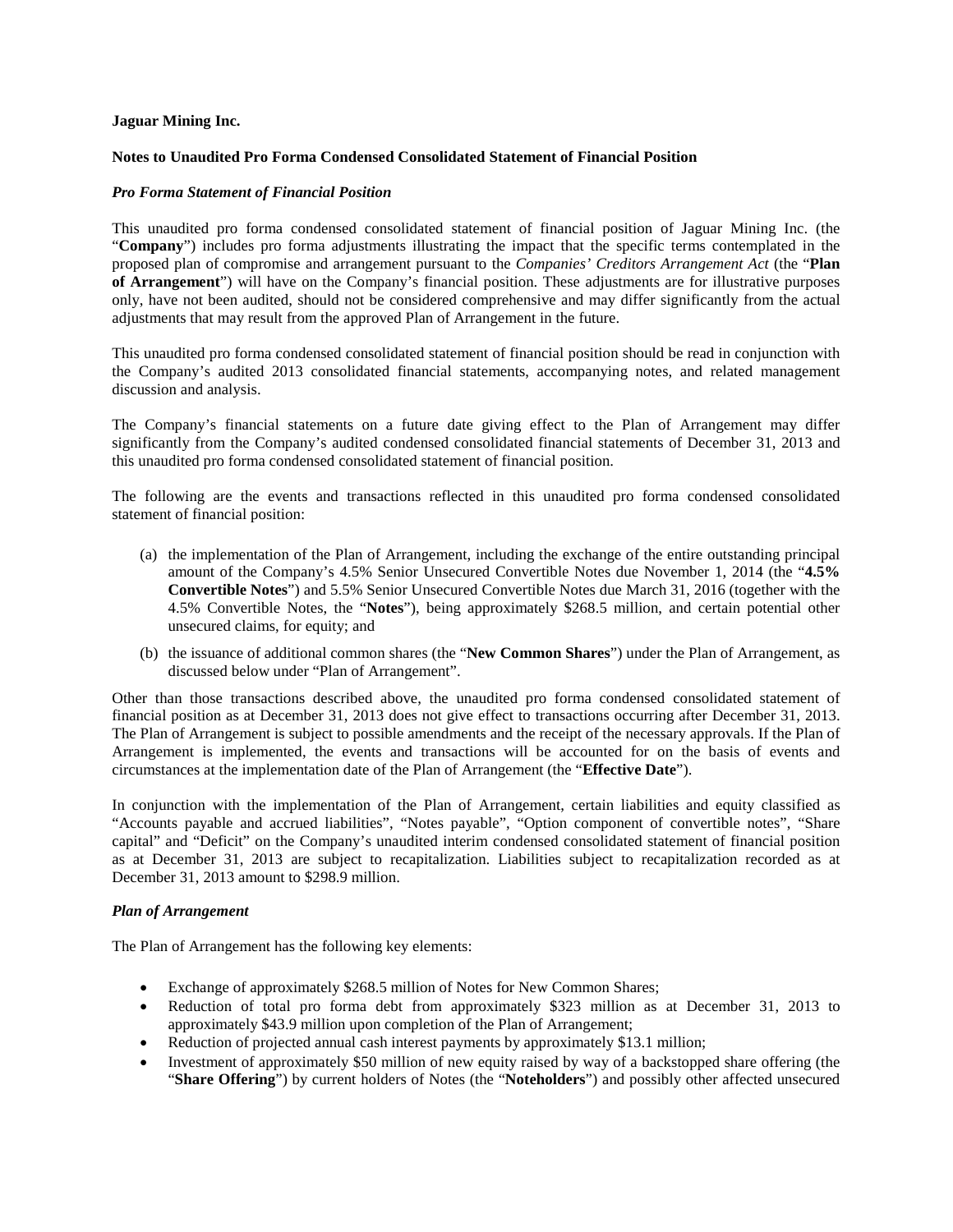**Jaguar Mining Inc.**

**Notes to Unaudited Pro Forma Condensed Consolidated Statement of Financial Position**

***Pro Forma Statement of Financial Position***

This unaudited pro forma condensed consolidated statement of financial position of Jaguar Mining Inc. (the "**Company**") includes pro forma adjustments illustrating the impact that the specific terms contemplated in the proposed plan of compromise and arrangement pursuant to the *Companies' Creditors Arrangement Act* (the "**Plan of Arrangement**") will have on the Company's financial position. These adjustments are for illustrative purposes only, have not been audited, should not be considered comprehensive and may differ significantly from the actual adjustments that may result from the approved Plan of Arrangement in the future.

This unaudited pro forma condensed consolidated statement of financial position should be read in conjunction with the Company's audited 2013 consolidated financial statements, accompanying notes, and related management discussion and analysis.

The Company's financial statements on a future date giving effect to the Plan of Arrangement may differ significantly from the Company's audited condensed consolidated financial statements of December 31, 2013 and this unaudited pro forma condensed consolidated statement of financial position.

The following are the events and transactions reflected in this unaudited pro forma condensed consolidated statement of financial position:

(a) the implementation of the Plan of Arrangement, including the exchange of the entire outstanding principal amount of the Company's 4.5% Senior Unsecured Convertible Notes due November 1, 2014 (the "**4.5% Convertible Notes**") and 5.5% Senior Unsecured Convertible Notes due March 31, 2016 (together with the 4.5% Convertible Notes, the "**Notes**"), being approximately $268.5 million, and certain potential other unsecured claims, for equity; and

(b) the issuance of additional common shares (the "**New Common Shares**") under the Plan of Arrangement, as discussed below under "Plan of Arrangement".

Other than those transactions described above, the unaudited pro forma condensed consolidated statement of financial position as at December 31, 2013 does not give effect to transactions occurring after December 31, 2013. The Plan of Arrangement is subject to possible amendments and the receipt of the necessary approvals. If the Plan of Arrangement is implemented, the events and transactions will be accounted for on the basis of events and circumstances at the implementation date of the Plan of Arrangement (the "**Effective Date**").

In conjunction with the implementation of the Plan of Arrangement, certain liabilities and equity classified as "Accounts payable and accrued liabilities", "Notes payable", "Option component of convertible notes", "Share capital" and "Deficit" on the Company's unaudited interim condensed consolidated statement of financial position as at December 31, 2013 are subject to recapitalization. Liabilities subject to recapitalization recorded as at December 31, 2013 amount to $298.9 million.

***Plan of Arrangement***

The Plan of Arrangement has the following key elements:

- Exchange of approximately $268.5 million of Notes for New Common Shares;
- Reduction of total pro forma debt from approximately $323 million as at December 31, 2013 to approximately $43.9 million upon completion of the Plan of Arrangement;
- Reduction of projected annual cash interest payments by approximately $13.1 million;
- Investment of approximately $50 million of new equity raised by way of a backstopped share offering (the "**Share Offering**") by current holders of Notes (the "**Noteholders**") and possibly other affected unsecured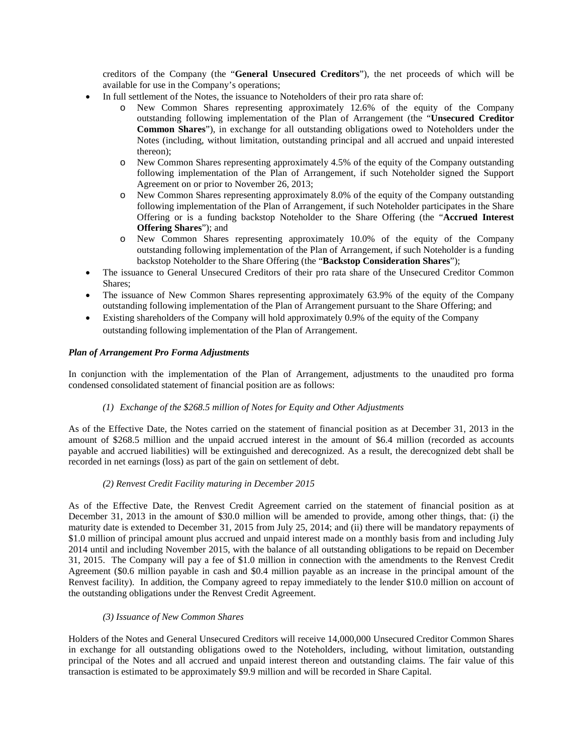creditors of the Company (the "**General Unsecured Creditors**"), the net proceeds of which will be available for use in the Company's operations;

- In full settlement of the Notes, the issuance to Noteholders of their pro rata share of:
    - New Common Shares representing approximately 12.6% of the equity of the Company outstanding following implementation of the Plan of Arrangement (the "**Unsecured Creditor Common Shares**"), in exchange for all outstanding obligations owed to Noteholders under the Notes (including, without limitation, outstanding principal and all accrued and unpaid interested thereon);
    - New Common Shares representing approximately 4.5% of the equity of the Company outstanding following implementation of the Plan of Arrangement, if such Noteholder signed the Support Agreement on or prior to November 26, 2013;
    - New Common Shares representing approximately 8.0% of the equity of the Company outstanding following implementation of the Plan of Arrangement, if such Noteholder participates in the Share Offering or is a funding backstop Noteholder to the Share Offering (the "**Accrued Interest Offering Shares**"); and
    - New Common Shares representing approximately 10.0% of the equity of the Company outstanding following implementation of the Plan of Arrangement, if such Noteholder is a funding backstop Noteholder to the Share Offering (the "**Backstop Consideration Shares**");
- The issuance to General Unsecured Creditors of their pro rata share of the Unsecured Creditor Common Shares;
- The issuance of New Common Shares representing approximately 63.9% of the equity of the Company outstanding following implementation of the Plan of Arrangement pursuant to the Share Offering; and
- Existing shareholders of the Company will hold approximately 0.9% of the equity of the Company outstanding following implementation of the Plan of Arrangement.

***Plan of Arrangement Pro Forma Adjustments***

In conjunction with the implementation of the Plan of Arrangement, adjustments to the unaudited pro forma condensed consolidated statement of financial position are as follows:

*(1) Exchange of the $268.5 million of Notes for Equity and Other Adjustments*

As of the Effective Date, the Notes carried on the statement of financial position as at December 31, 2013 in the amount of $268.5 million and the unpaid accrued interest in the amount of $6.4 million (recorded as accounts payable and accrued liabilities) will be extinguished and derecognized. As a result, the derecognized debt shall be recorded in net earnings (loss) as part of the gain on settlement of debt.

*(2) Renvest Credit Facility maturing in December 2015*

As of the Effective Date, the Renvest Credit Agreement carried on the statement of financial position as at December 31, 2013 in the amount of $30.0 million will be amended to provide, among other things, that: (i) the maturity date is extended to December 31, 2015 from July 25, 2014; and (ii) there will be mandatory repayments of $1.0 million of principal amount plus accrued and unpaid interest made on a monthly basis from and including July 2014 until and including November 2015, with the balance of all outstanding obligations to be repaid on December 31, 2015. The Company will pay a fee of $1.0 million in connection with the amendments to the Renvest Credit Agreement ($0.6 million payable in cash and $0.4 million payable as an increase in the principal amount of the Renvest facility). In addition, the Company agreed to repay immediately to the lender $10.0 million on account of the outstanding obligations under the Renvest Credit Agreement.

*(3) Issuance of New Common Shares*

Holders of the Notes and General Unsecured Creditors will receive 14,000,000 Unsecured Creditor Common Shares in exchange for all outstanding obligations owed to the Noteholders, including, without limitation, outstanding principal of the Notes and all accrued and unpaid interest thereon and outstanding claims. The fair value of this transaction is estimated to be approximately $9.9 million and will be recorded in Share Capital.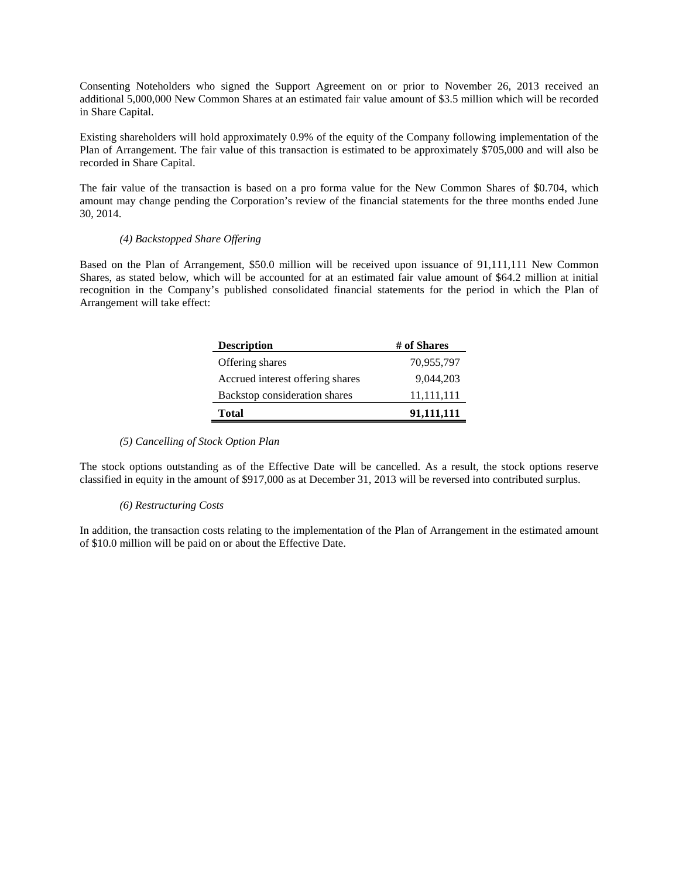Consenting Noteholders who signed the Support Agreement on or prior to November 26, 2013 received an additional 5,000,000 New Common Shares at an estimated fair value amount of $3.5 million which will be recorded in Share Capital.

Existing shareholders will hold approximately 0.9% of the equity of the Company following implementation of the Plan of Arrangement. The fair value of this transaction is estimated to be approximately $705,000 and will also be recorded in Share Capital.

The fair value of the transaction is based on a pro forma value for the New Common Shares of $0.704, which amount may change pending the Corporation's review of the financial statements for the three months ended June 30, 2014.

*(4) Backstopped Share Offering*

Based on the Plan of Arrangement, $50.0 million will be received upon issuance of 91,111,111 New Common Shares, as stated below, which will be accounted for at an estimated fair value amount of $64.2 million at initial recognition in the Company's published consolidated financial statements for the period in which the Plan of Arrangement will take effect:

| Description | # of Shares |
|---|---:|
| Offering shares | 70,955,797 |
| Accrued interest offering shares | 9,044,203 |
| Backstop consideration shares | 11,111,111 |
| **Total** | **91,111,111** |

*(5) Cancelling of Stock Option Plan*

The stock options outstanding as of the Effective Date will be cancelled. As a result, the stock options reserve classified in equity in the amount of $917,000 as at December 31, 2013 will be reversed into contributed surplus.

*(6) Restructuring Costs*

In addition, the transaction costs relating to the implementation of the Plan of Arrangement in the estimated amount of $10.0 million will be paid on or about the Effective Date.